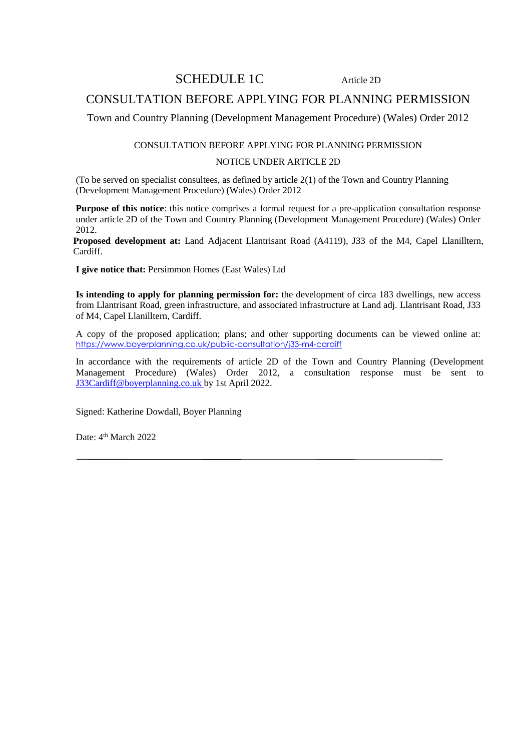# SCHEDULE 1C

Article 2D

## CONSULTATION BEFORE APPLYING FOR PLANNING PERMISSION

Town and Country Planning (Development Management Procedure) (Wales) Order 2012

### CONSULTATION BEFORE APPLYING FOR PLANNING PERMISSION

### NOTICE UNDER ARTICLE 2D

(To be served on specialist consultees, as defined by article 2(1) of the Town and Country Planning (Development Management Procedure) (Wales) Order 2012

**Purpose of this notice**: this notice comprises a formal request for a pre-application consultation response under article 2D of the Town and Country Planning (Development Management Procedure) (Wales) Order 2012.

**Proposed development at:** Land Adjacent Llantrisant Road (A4119), J33 of the M4, Capel Llanilltern, Cardiff.

**I give notice that:** Persimmon Homes (East Wales) Ltd

**Is intending to apply for planning permission for:** the development of circa 183 dwellings, new access from Llantrisant Road, green infrastructure, and associated infrastructure at Land adj. Llantrisant Road, J33 of M4, Capel Llanilltern, Cardiff.

A copy of the proposed application; plans; and other supporting documents can be viewed online at: https://www.boyerplanning.co.uk/public-consultation/j33-m4-cardiff

In accordance with the requirements of article 2D of the Town and Country Planning (Development Management Procedure) (Wales) Order 2012, a consultation response must be sent to J33Cardiff@boyerplanning.co.uk by 1st April 2022.

Signed: Katherine Dowdall, Boyer Planning

Date: 4th March 2022

---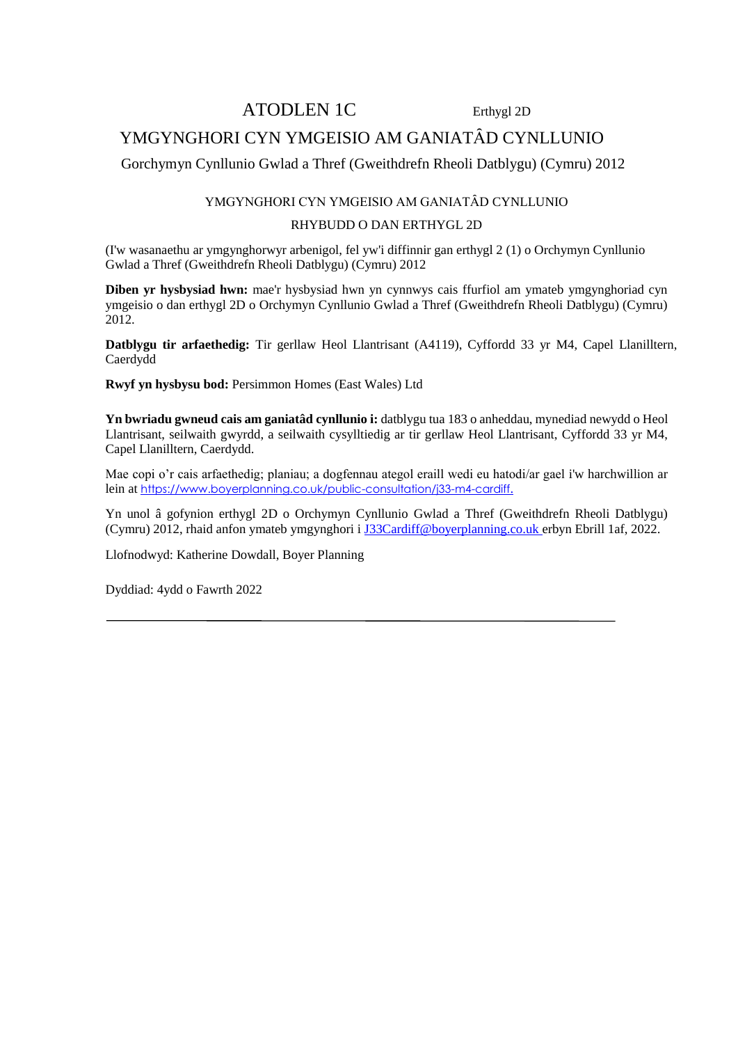# ATODLEN 1C

Erthygl 2D

## YMGYNGHORI CYN YMGEISIO AM GANIATÂD CYNLLUNIO

Gorchymyn Cynllunio Gwlad a Thref (Gweithdrefn Rheoli Datblygu) (Cymru) 2012

### YMGYNGHORI CYN YMGEISIO AM GANIATÂD CYNLLUNIO

### RHYBUDD O DAN ERTHYGL 2D

(I'w wasanaethu ar ymgynghorwyr arbenigol, fel yw'i diffinnir gan erthygl 2 (1) o Orchymyn Cynllunio Gwlad a Thref (Gweithdrefn Rheoli Datblygu) (Cymru) 2012

**Diben yr hysbysiad hwn:** mae'r hysbysiad hwn yn cynnwys cais ffurfiol am ymateb ymgynghoriad cyn ymgeisio o dan erthygl 2D o Orchymyn Cynllunio Gwlad a Thref (Gweithdrefn Rheoli Datblygu) (Cymru) 2012.

**Datblygu tir arfaethedig:** Tir gerllaw Heol Llantrisant (A4119), Cyffordd 33 yr M4, Capel Llanillltern, Caerdydd

**Rwyf yn hysbysu bod:** Persimmon Homes (East Wales) Ltd

**Yn bwriadu gwneud cais am ganiatâd cynllunio i:** datblygu tua 183 o anheddau, mynediad newydd o Heol Llantrisant, seilwaith gwyrdd, a seilwaith cysylltiedig ar tir gerllaw Heol Llantrisant, Cyffordd 33 yr M4, Capel Llanilltern, Caerdydd.

Mae copi o'r cais arfaethedig; planiau; a dogfennau ategol eraill wedi eu hatodi/ar gael i'w harchwillion ar lein at https://www.boyerplanning.co.uk/public-consultation/j33-m4-cardiff.

Yn unol â gofynion erthygl 2D o Orchymyn Cynllunio Gwlad a Thref (Gweithdrefn Rheoli Datblygu) (Cymru) 2012, rhaid anfon ymateb ymgynghori i J33Cardiff@boyerplanning.co.uk erbyn Ebrill 1af, 2022.

Llofnodwyd: Katherine Dowdall, Boyer Planning

Dyddiad: 4ydd o Fawrth 2022